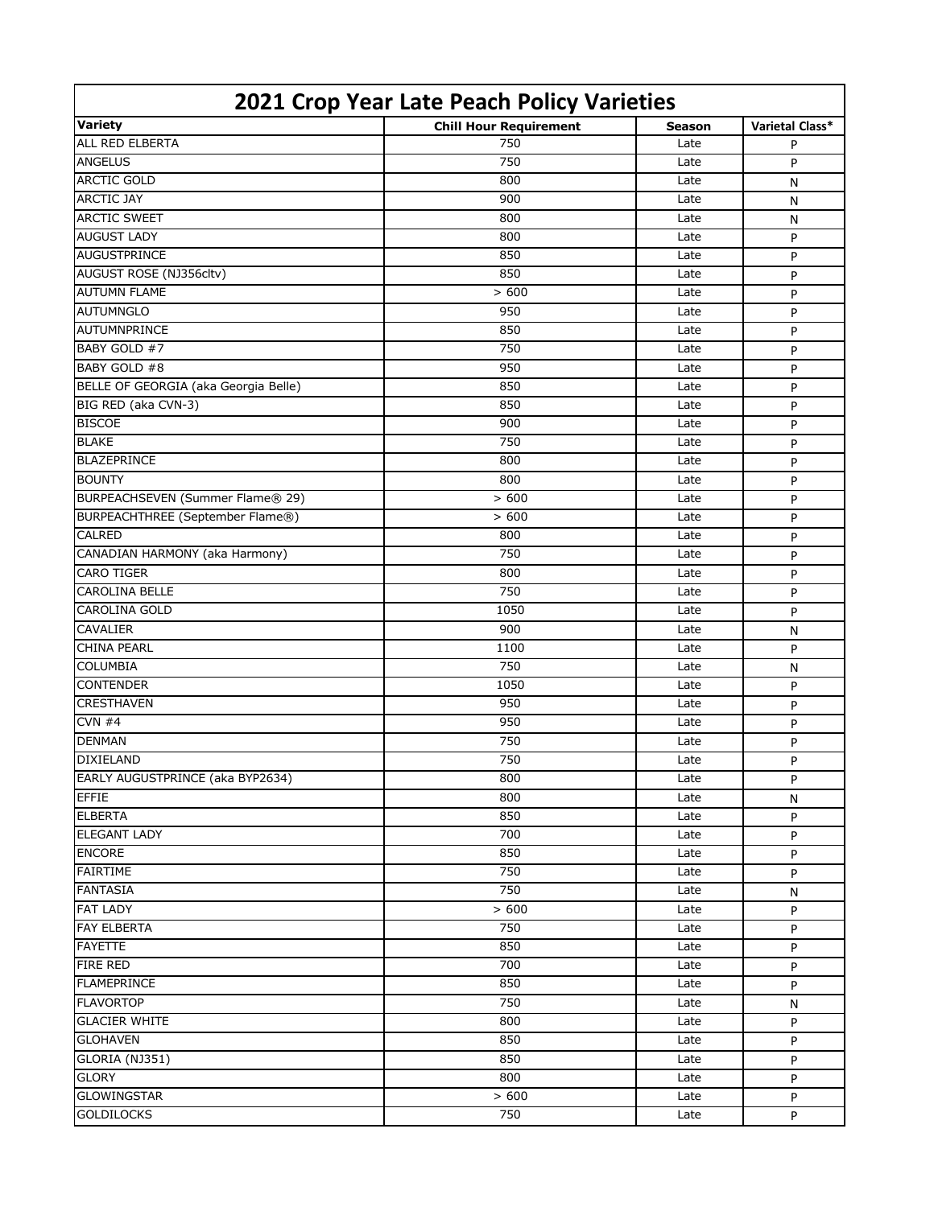# 2021 Crop Year Late Peach Policy Varieties

| Variety | Chill Hour Requirement | Season | Varietal Class* |
|---|---|---|---|
| ALL RED ELBERTA | 750 | Late | P |
| ANGELUS | 750 | Late | P |
| ARCTIC GOLD | 800 | Late | N |
| ARCTIC JAY | 900 | Late | N |
| ARCTIC SWEET | 800 | Late | N |
| AUGUST LADY | 800 | Late | P |
| AUGUSTPRINCE | 850 | Late | P |
| AUGUST ROSE (NJ356cltv) | 850 | Late | P |
| AUTUMN FLAME | > 600 | Late | P |
| AUTUMNGLO | 950 | Late | P |
| AUTUMNPRINCE | 850 | Late | P |
| BABY GOLD #7 | 750 | Late | P |
| BABY GOLD #8 | 950 | Late | P |
| BELLE OF GEORGIA (aka Georgia Belle) | 850 | Late | P |
| BIG RED (aka CVN-3) | 850 | Late | P |
| BISCOE | 900 | Late | P |
| BLAKE | 750 | Late | P |
| BLAZEPRINCE | 800 | Late | P |
| BOUNTY | 800 | Late | P |
| BURPEACHSEVEN (Summer Flame® 29) | > 600 | Late | P |
| BURPEACHTHREE (September Flame®) | > 600 | Late | P |
| CALRED | 800 | Late | P |
| CANADIAN HARMONY (aka Harmony) | 750 | Late | P |
| CARO TIGER | 800 | Late | P |
| CAROLINA BELLE | 750 | Late | P |
| CAROLINA GOLD | 1050 | Late | P |
| CAVALIER | 900 | Late | N |
| CHINA PEARL | 1100 | Late | P |
| COLUMBIA | 750 | Late | N |
| CONTENDER | 1050 | Late | P |
| CRESTHAVEN | 950 | Late | P |
| CVN #4 | 950 | Late | P |
| DENMAN | 750 | Late | P |
| DIXIELAND | 750 | Late | P |
| EARLY AUGUSTPRINCE (aka BYP2634) | 800 | Late | P |
| EFFIE | 800 | Late | N |
| ELBERTA | 850 | Late | P |
| ELEGANT LADY | 700 | Late | P |
| ENCORE | 850 | Late | P |
| FAIRTIME | 750 | Late | P |
| FANTASIA | 750 | Late | N |
| FAT LADY | > 600 | Late | P |
| FAY ELBERTA | 750 | Late | P |
| FAYETTE | 850 | Late | P |
| FIRE RED | 700 | Late | P |
| FLAMEPRINCE | 850 | Late | P |
| FLAVORTOP | 750 | Late | N |
| GLACIER WHITE | 800 | Late | P |
| GLOHAVEN | 850 | Late | P |
| GLORIA (NJ351) | 850 | Late | P |
| GLORY | 800 | Late | P |
| GLOWINGSTAR | > 600 | Late | P |
| GOLDILOCKS | 750 | Late | P |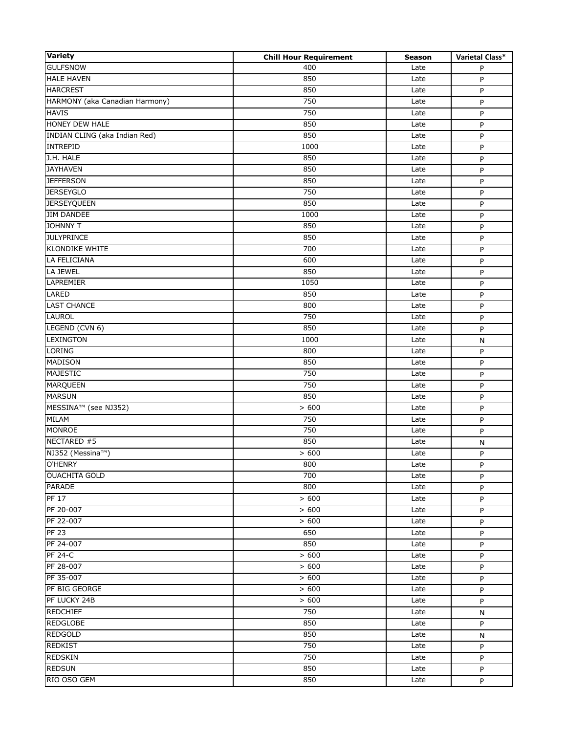| Variety | Chill Hour Requirement | Season | Varietal Class* |
|---|---|---|---|
| GULFSNOW | 400 | Late | P |
| HALE HAVEN | 850 | Late | P |
| HARCREST | 850 | Late | P |
| HARMONY (aka Canadian Harmony) | 750 | Late | P |
| HAVIS | 750 | Late | P |
| HONEY DEW HALE | 850 | Late | P |
| INDIAN CLING (aka Indian Red) | 850 | Late | P |
| INTREPID | 1000 | Late | P |
| J.H. HALE | 850 | Late | P |
| JAYHAVEN | 850 | Late | P |
| JEFFERSON | 850 | Late | P |
| JERSEYGLO | 750 | Late | P |
| JERSEYQUEEN | 850 | Late | P |
| JIM DANDEE | 1000 | Late | P |
| JOHNNY T | 850 | Late | P |
| JULYPRINCE | 850 | Late | P |
| KLONDIKE WHITE | 700 | Late | P |
| LA FELICIANA | 600 | Late | P |
| LA JEWEL | 850 | Late | P |
| LAPREMIER | 1050 | Late | P |
| LARED | 850 | Late | P |
| LAST CHANCE | 800 | Late | P |
| LAUROL | 750 | Late | P |
| LEGEND (CVN 6) | 850 | Late | P |
| LEXINGTON | 1000 | Late | N |
| LORING | 800 | Late | P |
| MADISON | 850 | Late | P |
| MAJESTIC | 750 | Late | P |
| MARQUEEN | 750 | Late | P |
| MARSUN | 850 | Late | P |
| MESSINA™ (see NJ352) | > 600 | Late | P |
| MILAM | 750 | Late | P |
| MONROE | 750 | Late | P |
| NECTARED #5 | 850 | Late | N |
| NJ352 (Messina™) | > 600 | Late | P |
| O'HENRY | 800 | Late | P |
| OUACHITA GOLD | 700 | Late | P |
| PARADE | 800 | Late | P |
| PF 17 | > 600 | Late | P |
| PF 20-007 | > 600 | Late | P |
| PF 22-007 | > 600 | Late | P |
| PF 23 | 650 | Late | P |
| PF 24-007 | 850 | Late | P |
| PF 24-C | > 600 | Late | P |
| PF 28-007 | > 600 | Late | P |
| PF 35-007 | > 600 | Late | P |
| PF BIG GEORGE | > 600 | Late | P |
| PF LUCKY 24B | > 600 | Late | P |
| REDCHIEF | 750 | Late | N |
| REDGLOBE | 850 | Late | P |
| REDGOLD | 850 | Late | N |
| REDKIST | 750 | Late | P |
| REDSKIN | 750 | Late | P |
| REDSUN | 850 | Late | P |
| RIO OSO GEM | 850 | Late | P |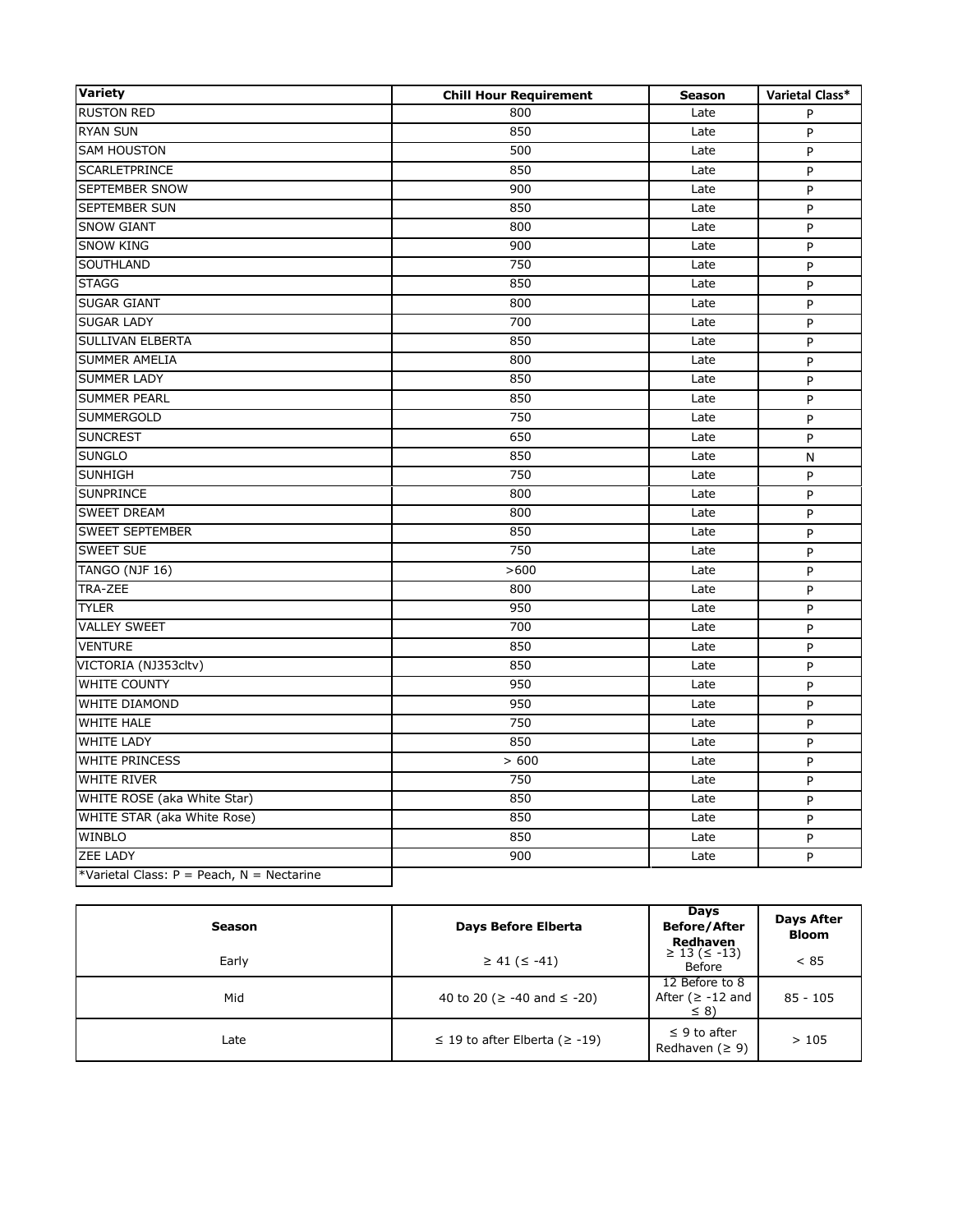| Variety | Chill Hour Requirement | Season | Varietal Class* |
|---|---|---|---|
| RUSTON RED | 800 | Late | P |
| RYAN SUN | 850 | Late | P |
| SAM HOUSTON | 500 | Late | P |
| SCARLETPRINCE | 850 | Late | P |
| SEPTEMBER SNOW | 900 | Late | P |
| SEPTEMBER SUN | 850 | Late | P |
| SNOW GIANT | 800 | Late | P |
| SNOW KING | 900 | Late | P |
| SOUTHLAND | 750 | Late | P |
| STAGG | 850 | Late | P |
| SUGAR GIANT | 800 | Late | P |
| SUGAR LADY | 700 | Late | P |
| SULLIVAN ELBERTA | 850 | Late | P |
| SUMMER AMELIA | 800 | Late | P |
| SUMMER LADY | 850 | Late | P |
| SUMMER PEARL | 850 | Late | P |
| SUMMERGOLD | 750 | Late | P |
| SUNCREST | 650 | Late | P |
| SUNGLO | 850 | Late | N |
| SUNHIGH | 750 | Late | P |
| SUNPRINCE | 800 | Late | P |
| SWEET DREAM | 800 | Late | P |
| SWEET SEPTEMBER | 850 | Late | P |
| SWEET SUE | 750 | Late | P |
| TANGO (NJF 16) | >600 | Late | P |
| TRA-ZEE | 800 | Late | P |
| TYLER | 950 | Late | P |
| VALLEY SWEET | 700 | Late | P |
| VENTURE | 850 | Late | P |
| VICTORIA (NJ353cltv) | 850 | Late | P |
| WHITE COUNTY | 950 | Late | P |
| WHITE DIAMOND | 950 | Late | P |
| WHITE HALE | 750 | Late | P |
| WHITE LADY | 850 | Late | P |
| WHITE PRINCESS | > 600 | Late | P |
| WHITE RIVER | 750 | Late | P |
| WHITE ROSE (aka White Star) | 850 | Late | P |
| WHITE STAR (aka White Rose) | 850 | Late | P |
| WINBLO | 850 | Late | P |
| ZEE LADY | 900 | Late | P |

*Varietal Class: P = Peach, N = Nectarine

| Season | Days Before Elberta | Days Before/After Redhaven | Days After Bloom |
|---|---|---|---|
| Early | ≥ 41 (≤ -41) | ≥ 13 (≤ -13) Before | < 85 |
| Mid | 40 to 20 (≥ -40 and ≤ -20) | 12 Before to 8 After (≥ -12 and ≤ 8) | 85 - 105 |
| Late | ≤ 19 to after Elberta (≥ -19) | ≤ 9 to after Redhaven (≥ 9) | > 105 |